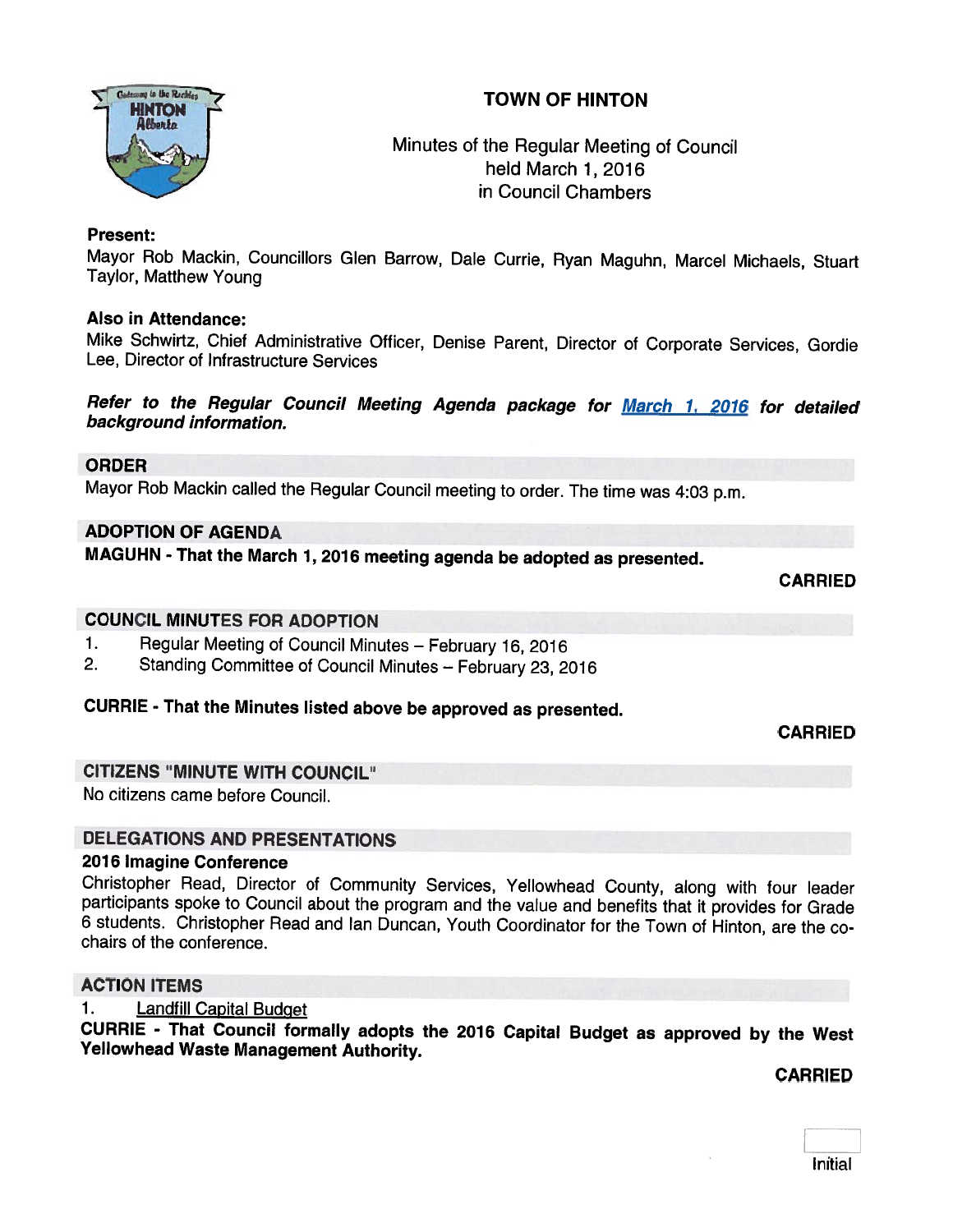# TOWN OF HINTON

Minutes of the Regular Meeting of Council
held March 1, 2016
in Council Chambers

**Present:**
Mayor Rob Mackin, Councillors Glen Barrow, Dale Currie, Ryan Maguhn, Marcel Michaels, Stuart Taylor, Matthew Young

**Also in Attendance:**
Mike Schwirtz, Chief Administrative Officer, Denise Parent, Director of Corporate Services, Gordie Lee, Director of Infrastructure Services

***Refer to the Regular Council Meeting Agenda package for [March 1, 2016] for detailed background information.***

## ORDER

Mayor Rob Mackin called the Regular Council meeting to order. The time was 4:03 p.m.

## ADOPTION OF AGENDA

**MAGUHN - That the March 1, 2016 meeting agenda be adopted as presented.**

**CARRIED**

## COUNCIL MINUTES FOR ADOPTION

1. Regular Meeting of Council Minutes – February 16, 2016
2. Standing Committee of Council Minutes – February 23, 2016

**CURRIE - That the Minutes listed above be approved as presented.**

**CARRIED**

## CITIZENS "MINUTE WITH COUNCIL"

No citizens came before Council.

## DELEGATIONS AND PRESENTATIONS

**2016 Imagine Conference**

Christopher Read, Director of Community Services, Yellowhead County, along with four leader participants spoke to Council about the program and the value and benefits that it provides for Grade 6 students. Christopher Read and Ian Duncan, Youth Coordinator for the Town of Hinton, are the co-chairs of the conference.

## ACTION ITEMS

1. Landfill Capital Budget

**CURRIE - That Council formally adopts the 2016 Capital Budget as approved by the West Yellowhead Waste Management Authority.**

**CARRIED**

Initial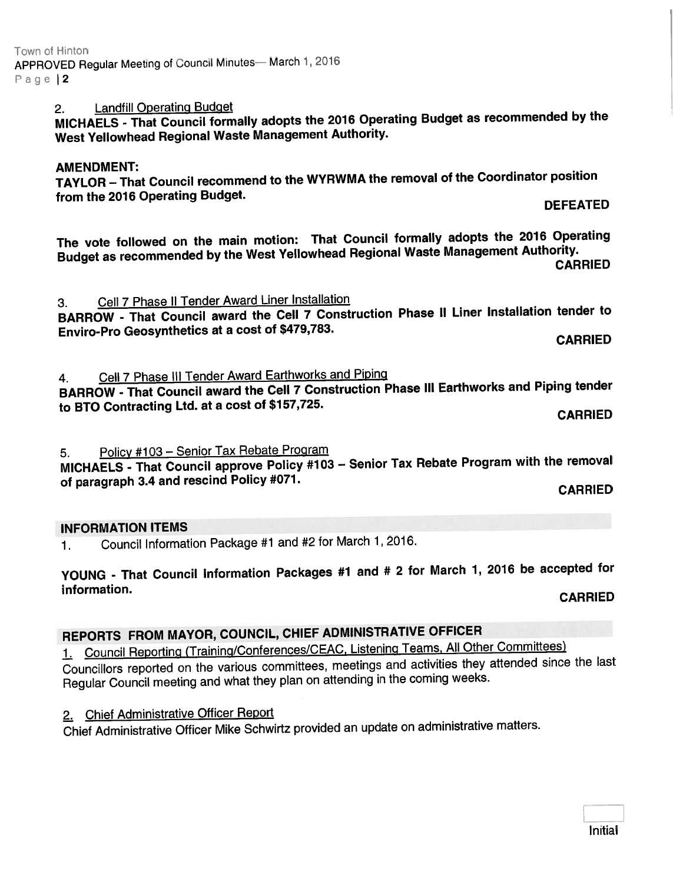2. Landfill Operating Budget

**MICHAELS - That Council formally adopts the 2016 Operating Budget as recommended by the West Yellowhead Regional Waste Management Authority.**

**AMENDMENT:**

**TAYLOR – That Council recommend to the WYRWMA the removal of the Coordinator position from the 2016 Operating Budget.**

**DEFEATED**

**The vote followed on the main motion: That Council formally adopts the 2016 Operating Budget as recommended by the West Yellowhead Regional Waste Management Authority.**

**CARRIED**

3. Cell 7 Phase II Tender Award Liner Installation

**BARROW - That Council award the Cell 7 Construction Phase II Liner Installation tender to Enviro-Pro Geosynthetics at a cost of $479,783.**

**CARRIED**

4. Cell 7 Phase III Tender Award Earthworks and Piping

**BARROW - That Council award the Cell 7 Construction Phase III Earthworks and Piping tender to BTO Contracting Ltd. at a cost of $157,725.**

**CARRIED**

5. Policy #103 – Senior Tax Rebate Program

**MICHAELS - That Council approve Policy #103 – Senior Tax Rebate Program with the removal of paragraph 3.4 and rescind Policy #071.**

**CARRIED**

## INFORMATION ITEMS

1. Council Information Package #1 and #2 for March 1, 2016.

**YOUNG - That Council Information Packages #1 and # 2 for March 1, 2016 be accepted for information.**

**CARRIED**

## REPORTS FROM MAYOR, COUNCIL, CHIEF ADMINISTRATIVE OFFICER

1. Council Reporting (Training/Conferences/CEAC, Listening Teams, All Other Committees)

Councillors reported on the various committees, meetings and activities they attended since the last Regular Council meeting and what they plan on attending in the coming weeks.

2. Chief Administrative Officer Report

Chief Administrative Officer Mike Schwirtz provided an update on administrative matters.

Initial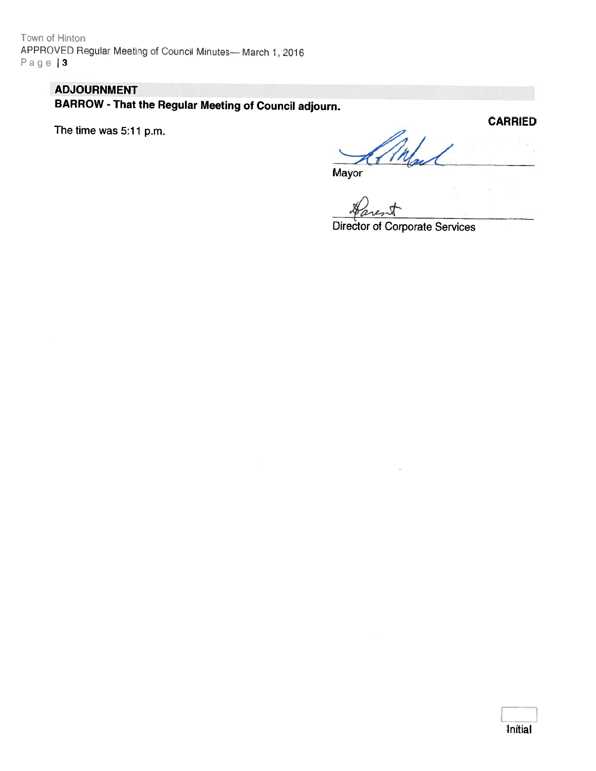## ADJOURNMENT

**BARROW - That the Regular Meeting of Council adjourn.**

**CARRIED**

The time was 5:11 p.m.

Mayor

Director of Corporate Services

Initial